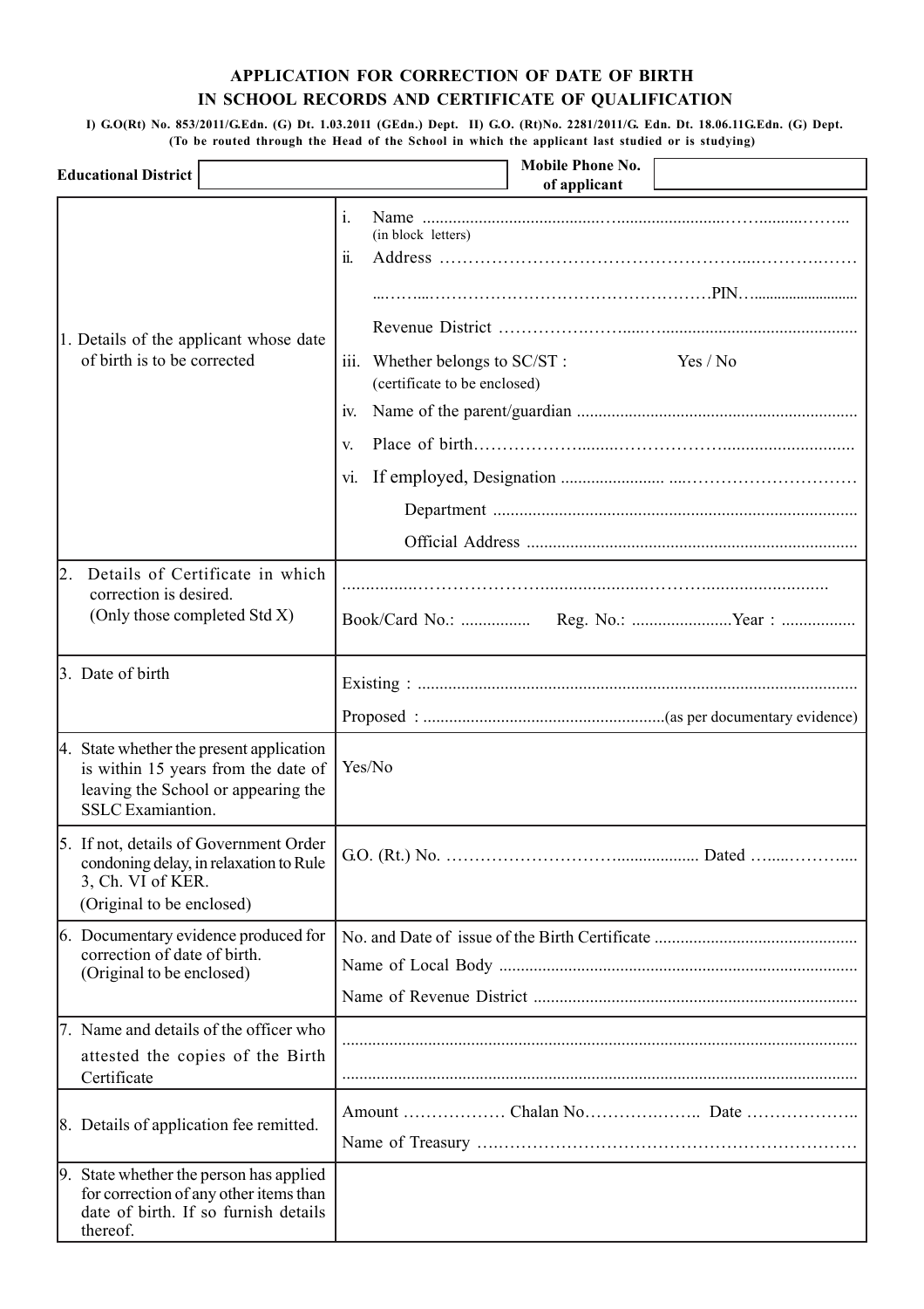# APPLICATION FOR CORRECTION OF DATE OF BIRTH IN SCHOOL RECORDS AND CERTIFICATE OF QUALIFICATION

**I) G.O(Rt) No. 853/2011/G.Edn. (G) Dt. 1.03.2011 (GEdn.) Dept. II) G.O. (Rt)No. 2281/2011/G. Edn. Dt. 18.06.11G.Edn. (G) Dept.**
**(To be routed through the Head of the School in which the applicant last studied or is studying)**

| **Educational District** | | **Mobile Phone No. of applicant** | |
|---|---|---|---|

| | |
|---|---|
| 1. Details of the applicant whose date of birth is to be corrected | i. Name .................................................................. (in block letters)<br>ii. Address ..................................................................<br>.................................................................. PIN. ..........................<br>Revenue District ..................................................................<br>iii. Whether belongs to SC/ST : Yes / No (certificate to be enclosed)<br>iv. Name of the parent/guardian ..................................................................<br>v. Place of birth..................................................................<br>vi. If employed, Designation ..................................................................<br>Department ..................................................................<br>Official Address .................................................................. |
| 2. Details of Certificate in which correction is desired. (Only those completed Std X) | ..................................................................<br>Book/Card No.: ................ Reg. No.: .......................Year : ................. |
| 3. Date of birth | Existing : ..................................................................<br>Proposed : .......................................................(as per documentary evidence) |
| 4. State whether the present application is within 15 years from the date of leaving the School or appearing the SSLC Examiantion. | Yes/No |
| 5. If not, details of Government Order condoning delay, in relaxation to Rule 3, Ch. VI of KER. (Original to be enclosed) | G.O. (Rt.) No. .................................... Dated ................. |
| 6. Documentary evidence produced for correction of date of birth. (Original to be enclosed) | No. and Date of issue of the Birth Certificate ..............................................<br>Name of Local Body ..................................................................<br>Name of Revenue District .................................................................. |
| 7. Name and details of the officer who attested the copies of the Birth Certificate | ..................................................................<br>.................................................................. |
| 8. Details of application fee remitted. | Amount ................. Chalan No.................. Date .................<br>Name of Treasury .................................................................. |
| 9. State whether the person has applied for correction of any other items than date of birth. If so furnish details thereof. | |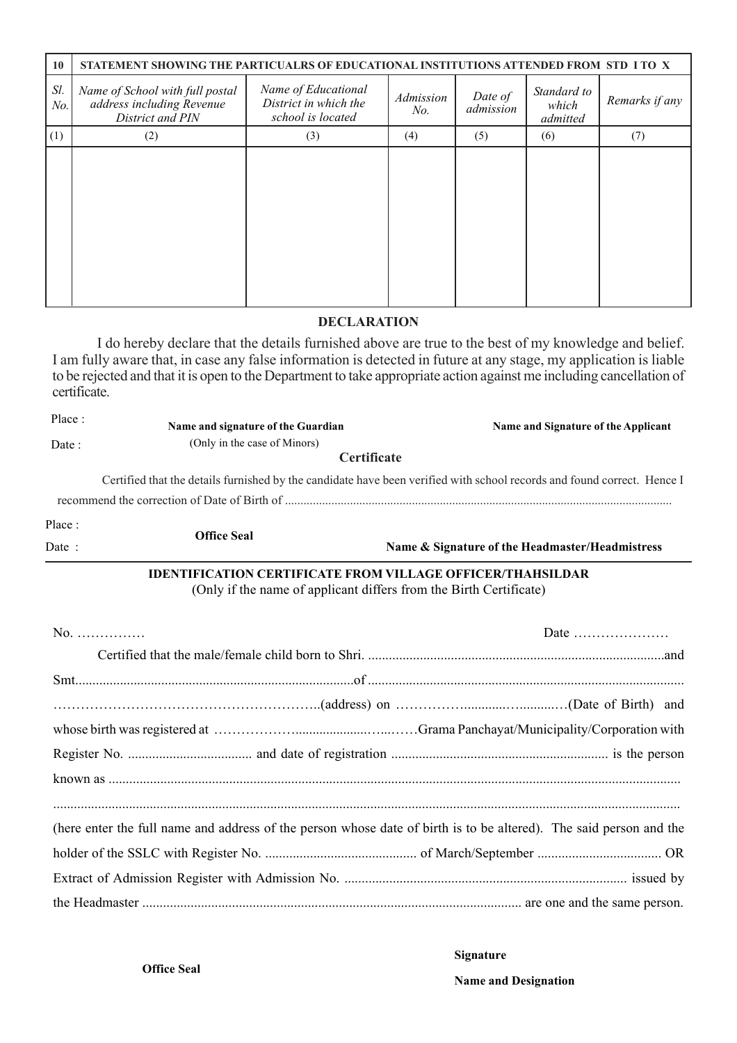| 10 | STATEMENT SHOWING THE PARTICUALRS OF EDUCATIONAL INSTITUTIONS ATTENDED FROM STD I TO X | | | | | |
|---|---|---|---|---|---|---|
| *Sl. No.* | *Name of School with full postal address including Revenue District and PIN* | *Name of Educational District in which the school is located* | *Admission No.* | *Date of admission* | *Standard to which admitted* | *Remarks if any* |
| (1) | (2) | (3) | (4) | (5) | (6) | (7) |
| | | | | | | |

## DECLARATION

I do hereby declare that the details furnished above are true to the best of my knowledge and belief. I am fully aware that, in case any false information is detected in future at any stage, my application is liable to be rejected and that it is open to the Department to take appropriate action against me including cancellation of certificate.

Place :

Date :

**Name and signature of the Guardian**
(Only in the case of Minors)

**Name and Signature of the Applicant**

## Certificate

Certified that the details furnished by the candidate have been verified with school records and found correct. Hence I recommend the correction of Date of Birth of ..........................................................................................................................................

Place :

Date :

**Office Seal**

**Name & Signature of the Headmaster/Headmistress**

---

## IDENTIFICATION CERTIFICATE FROM VILLAGE OFFICER/THAHSILDAR

(Only if the name of applicant differs from the Birth Certificate)

No. ……………                                                                                                    Date …………………

Certified that the male/female child born to Shri. ......................................................................................and Smt.................................................................................of ........................................................................................... ………………………………………………..(address) on ……………............…..........…(Date of Birth) and whose birth was registered at ………………..................…...……Grama Panchayat/Municipality/Corporation with Register No. .................................... and date of registration .............................................................. is the person known as ...................................................................................................................................................

...................................................................................................................................................................

(here enter the full name and address of the person whose date of birth is to be altered). The said person and the holder of the SSLC with Register No. ............................................ of March/September .................................... OR Extract of Admission Register with Admission No. ................................................................................. issued by the Headmaster ............................................................................................................. are one and the same person.

**Office Seal**

**Signature**

**Name and Designation**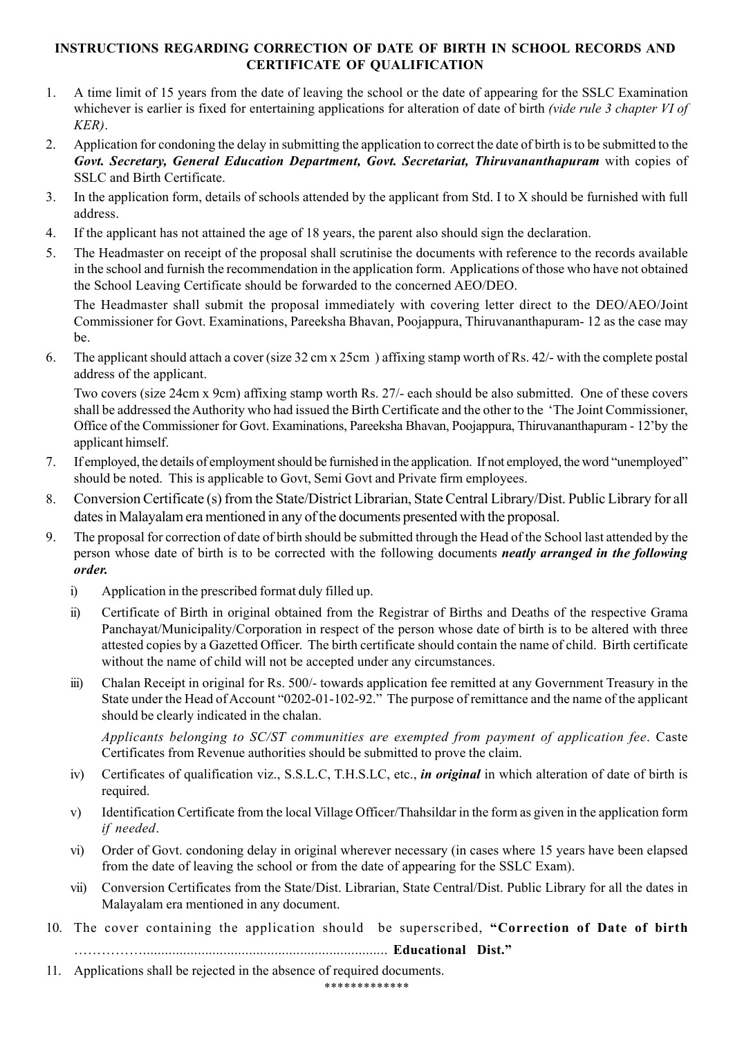# INSTRUCTIONS REGARDING CORRECTION OF DATE OF BIRTH IN SCHOOL RECORDS AND CERTIFICATE OF QUALIFICATION

1. A time limit of 15 years from the date of leaving the school or the date of appearing for the SSLC Examination whichever is earlier is fixed for entertaining applications for alteration of date of birth *(vide rule 3 chapter VI of KER)*.
2. Application for condoning the delay in submitting the application to correct the date of birth is to be submitted to the ***Govt. Secretary, General Education Department, Govt. Secretariat, Thiruvananthapuram*** with copies of SSLC and Birth Certificate.
3. In the application form, details of schools attended by the applicant from Std. I to X should be furnished with full address.
4. If the applicant has not attained the age of 18 years, the parent also should sign the declaration.
5. The Headmaster on receipt of the proposal shall scrutinise the documents with reference to the records available in the school and furnish the recommendation in the application form. Applications of those who have not obtained the School Leaving Certificate should be forwarded to the concerned AEO/DEO.

   The Headmaster shall submit the proposal immediately with covering letter direct to the DEO/AEO/Joint Commissioner for Govt. Examinations, Pareeksha Bhavan, Poojappura, Thiruvananthapuram- 12 as the case may be.
6. The applicant should attach a cover (size 32 cm x 25cm ) affixing stamp worth of Rs. 42/- with the complete postal address of the applicant.

   Two covers (size 24cm x 9cm) affixing stamp worth Rs. 27/- each should be also submitted. One of these covers shall be addressed the Authority who had issued the Birth Certificate and the other to the 'The Joint Commissioner, Office of the Commissioner for Govt. Examinations, Pareeksha Bhavan, Poojappura, Thiruvananthapuram - 12'by the applicant himself.
7. If employed, the details of employment should be furnished in the application. If not employed, the word "unemployed" should be noted. This is applicable to Govt, Semi Govt and Private firm employees.
8. Conversion Certificate (s) from the State/District Librarian, State Central Library/Dist. Public Library for all dates in Malayalam era mentioned in any of the documents presented with the proposal.
9. The proposal for correction of date of birth should be submitted through the Head of the School last attended by the person whose date of birth is to be corrected with the following documents ***neatly arranged in the following order.***
   i) Application in the prescribed format duly filled up.
   ii) Certificate of Birth in original obtained from the Registrar of Births and Deaths of the respective Grama Panchayat/Municipality/Corporation in respect of the person whose date of birth is to be altered with three attested copies by a Gazetted Officer. The birth certificate should contain the name of child. Birth certificate without the name of child will not be accepted under any circumstances.
   iii) Chalan Receipt in original for Rs. 500/- towards application fee remitted at any Government Treasury in the State under the Head of Account "0202-01-102-92." The purpose of remittance and the name of the applicant should be clearly indicated in the chalan.

      *Applicants belonging to SC/ST communities are exempted from payment of application fee*. Caste Certificates from Revenue authorities should be submitted to prove the claim.
   iv) Certificates of qualification viz., S.S.L.C, T.H.S.LC, etc., ***in original*** in which alteration of date of birth is required.
   v) Identification Certificate from the local Village Officer/Thahsildar in the form as given in the application form *if needed*.
   vi) Order of Govt. condoning delay in original wherever necessary (in cases where 15 years have been elapsed from the date of leaving the school or from the date of appearing for the SSLC Exam).
   vii) Conversion Certificates from the State/Dist. Librarian, State Central/Dist. Public Library for all the dates in Malayalam era mentioned in any document.
10. The cover containing the application should be superscribed, **"Correction of Date of birth** ……………................................................................. **Educational Dist."**
11. Applications shall be rejected in the absence of required documents.

*************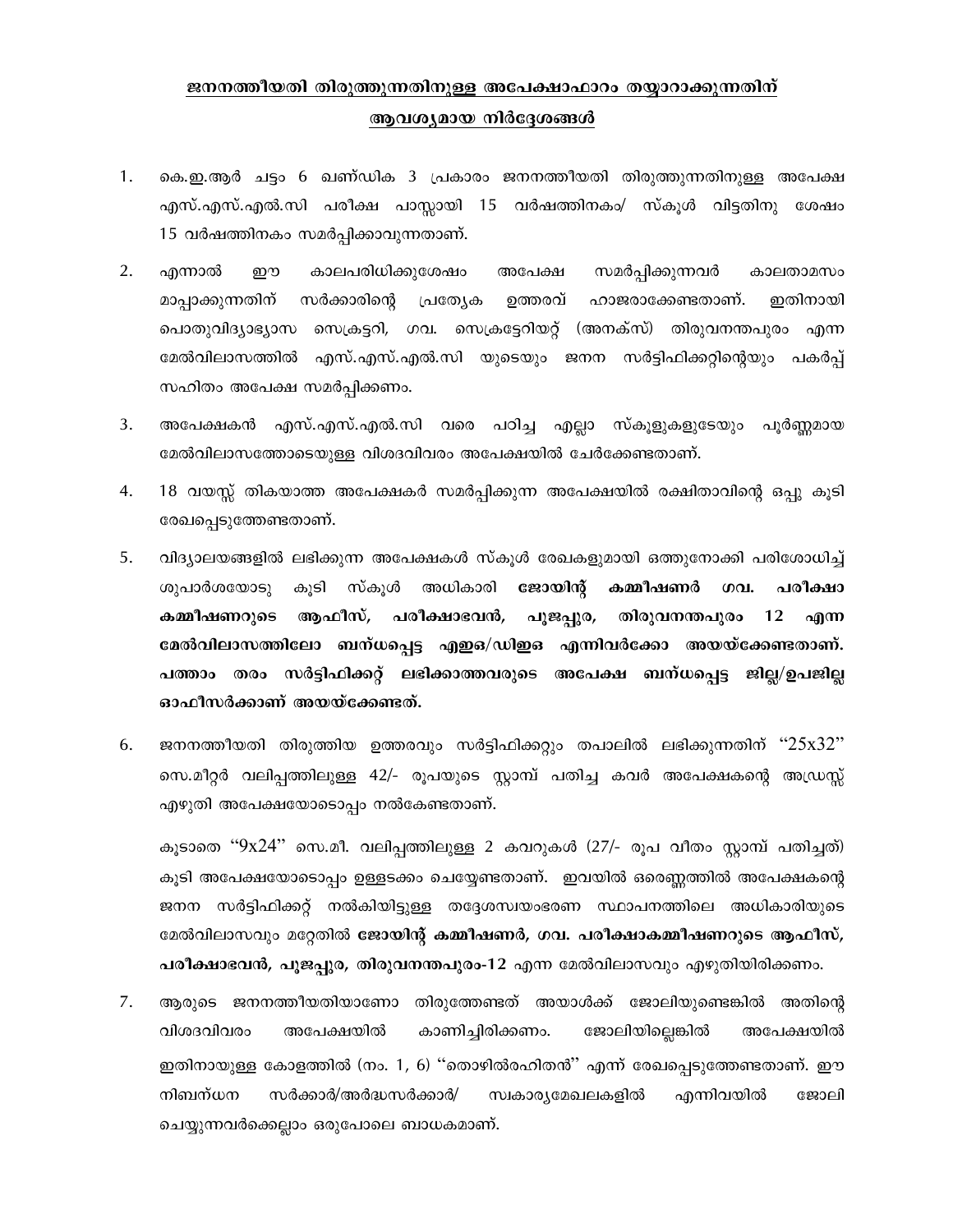**<u>ജനനത്തീയതി തിരുത്തുന്നതിനുള്ള അപേക്ഷാഫാറം തയ്യാറാക്കുന്നതിന് ആവശ്യമായ നിർദ്ദേശങ്ങൾ</u>**

1. കെ.ഇ.ആർ ചട്ടം 6 ഖണ്ഡിക 3 പ്രകാരം ജനനത്തീയതി തിരുത്തുന്നതിനുള്ള അപേക്ഷ എസ്.എസ്.എൽ.സി പരീക്ഷ പാസ്സായി 15 വർഷത്തിനകം/ സ്കൂൾ വിട്ടതിനു ശേഷം 15 വർഷത്തിനകം സമർപ്പിക്കാവുന്നതാണ്.

2. എന്നാൽ ഈ കാലപരിധിക്കുശേഷം അപേക്ഷ സമർപ്പിക്കുന്നവർ കാലതാമസം മാപ്പാക്കുന്നതിന് സർക്കാരിന്റെ പ്രത്യേക ഉത്തരവ് ഹാജരാക്കേണ്ടതാണ്. ഇതിനായി പൊതുവിദ്യാഭ്യാസ സെക്രട്ടറി, ഗവ. സെക്രട്ടേറിയറ്റ് (അനക്സ്) തിരുവനന്തപുരം എന്ന മേൽവിലാസത്തിൽ എസ്.എസ്.എൽ.സി യുടെയും ജനന സർട്ടിഫിക്കറ്റിന്റെയും പകർപ്പ് സഹിതം അപേക്ഷ സമർപ്പിക്കണം.

3. അപേക്ഷകൻ എസ്.എസ്.എൽ.സി വരെ പഠിച്ച എല്ലാ സ്കൂളുകളുടേയും പൂർണ്ണമായ മേൽവിലാസത്തോടെയുള്ള വിശദവിവരം അപേക്ഷയിൽ ചേർക്കേണ്ടതാണ്.

4. 18 വയസ്സ് തികയാത്ത അപേക്ഷകർ സമർപ്പിക്കുന്ന അപേക്ഷയിൽ രക്ഷിതാവിന്റെ ഒപ്പു കൂടി രേഖപ്പെടുത്തേണ്ടതാണ്.

5. വിദ്യാലയങ്ങളിൽ ലഭിക്കുന്ന അപേക്ഷകൾ സ്കൂൾ രേഖകളുമായി ഒത്തുനോക്കി പരിശോധിച്ച് ശുപാർശയോടു കൂടി സ്കൂൾ അധികാരി **ജോയിന്റ് കമ്മീഷണർ ഗവ. പരീക്ഷാ കമ്മീഷണറുടെ ആഫീസ്, പരീക്ഷാഭവൻ, പൂജപ്പുര, തിരുവനന്തപുരം 12 എന്ന മേൽവിലാസത്തിലോ ബന്ധപ്പെട്ട എഇഒ/ഡിഇഒ എന്നിവർക്കോ അയയ്ക്കേണ്ടതാണ്. പത്താം തരം സർട്ടിഫിക്കറ്റ് ലഭിക്കാത്തവരുടെ അപേക്ഷ ബന്ധപ്പെട്ട ജില്ല/ഉപജില്ല ഓഫീസർക്കാണ് അയയ്ക്കേണ്ടത്.**

6. ജനനത്തീയതി തിരുത്തിയ ഉത്തരവും സർട്ടിഫിക്കറ്റും തപാലിൽ ലഭിക്കുന്നതിന് "25x32" സെ.മീറ്റർ വലിപ്പത്തിലുള്ള 42/- രൂപയുടെ സ്റ്റാമ്പ് പതിച്ച കവർ അപേക്ഷകന്റെ അഡ്രസ്സ് എഴുതി അപേക്ഷയോടൊപ്പം നൽകേണ്ടതാണ്.

   കൂടാതെ "9x24" സെ.മീ. വലിപ്പത്തിലുള്ള 2 കവറുകൾ (27/- രൂപ വീതം സ്റ്റാമ്പ് പതിച്ചത്) കൂടി അപേക്ഷയോടൊപ്പം ഉള്ളടക്കം ചെയ്യേണ്ടതാണ്. ഇവയിൽ ഒരെണ്ണത്തിൽ അപേക്ഷകന്റെ ജനന സർട്ടിഫിക്കറ്റ് നൽകിയിട്ടുള്ള തദ്ദേശസ്വയംഭരണ സ്ഥാപനത്തിലെ അധികാരിയുടെ മേൽവിലാസവും മറ്റേതിൽ **ജോയിന്റ് കമ്മീഷണർ, ഗവ. പരീക്ഷാകമ്മീഷണറുടെ ആഫീസ്, പരീക്ഷാഭവൻ, പൂജപ്പുര, തിരുവനന്തപുരം-12** എന്ന മേൽവിലാസവും എഴുതിയിരിക്കണം.

7. ആരുടെ ജനനത്തീയതിയാണോ തിരുത്തേണ്ടത് അയാൾക്ക് ജോലിയുണ്ടെങ്കിൽ അതിന്റെ വിശദവിവരം അപേക്ഷയിൽ കാണിച്ചിരിക്കണം. ജോലിയില്ലെങ്കിൽ അപേക്ഷയിൽ ഇതിനായുള്ള കോളത്തിൽ (നം. 1, 6) "തൊഴിൽരഹിതൻ" എന്ന് രേഖപ്പെടുത്തേണ്ടതാണ്. ഈ നിബന്ധന സർക്കാർ/അർദ്ധസർക്കാർ/ സ്വകാര്യമേഖലകളിൽ എന്നിവയിൽ ജോലി ചെയ്യുന്നവർക്കെല്ലാം ഒരുപോലെ ബാധകമാണ്.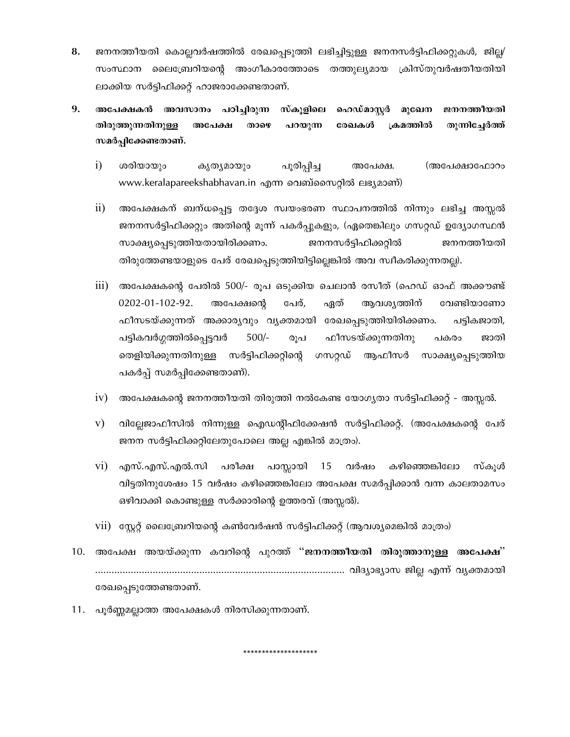8. ജനനത്തീയതി കൊല്ലവർഷത്തിൽ രേഖപ്പെടുത്തി ലഭിച്ചിട്ടുള്ള ജനനസർട്ടിഫിക്കറ്റുകൾ, ജില്ല/ സംസ്ഥാന ലൈബ്രേറിയന്റെ അംഗീകാരത്തോടെ തത്തുല്യമായ ക്രിസ്തുവർഷതീയതിയിലാക്കിയ സർട്ടിഫിക്കറ്റ് ഹാജരാക്കേണ്ടതാണ്.

9. **അപേക്ഷകൻ അവസാനം പഠിച്ചിരുന്ന സ്കൂളിലെ ഹെഡ്മാസ്റ്റർ മുഖേന ജനനത്തീയതി തിരുത്തുന്നതിനുള്ള അപേക്ഷ താഴെ പറയുന്ന രേഖകൾ ക്രമത്തിൽ തുന്നിച്ചേർത്ത് സമർപ്പിക്കേണ്ടതാണ്.**

   i) ശരിയായും കൃത്യമായും പൂരിപ്പിച്ച അപേക്ഷ. (അപേക്ഷാഫോറം www.keralapareekshabhavan.in എന്ന വെബ്സൈറ്റിൽ ലഭ്യമാണ്)

   ii) അപേക്ഷകന് ബന്ധപ്പെട്ട തദ്ദേശ സ്വയംഭരണ സ്ഥാപനത്തിൽ നിന്നും ലഭിച്ച അസ്സൽ ജനനസർട്ടിഫിക്കറ്റും അതിന്റെ മൂന്ന് പകർപ്പുകളും, (ഏതെങ്കിലും ഗസറ്റഡ് ഉദ്യോഗസ്ഥൻ സാക്ഷ്യപ്പെടുത്തിയതായിരിക്കണം. ജനനസർട്ടിഫിക്കറ്റിൽ ജനനത്തീയതി തിരുത്തേണ്ടയാളുടെ പേര് രേഖപ്പെടുത്തിയിട്ടില്ലെങ്കിൽ അവ സ്വീകരിക്കുന്നതല്ല).

   iii) അപേക്ഷകന്റെ പേരിൽ 500/- രൂപ ഒടുക്കിയ ചെലാൻ രസീത് (ഹെഡ് ഓഫ് അക്കൗണ്ട് 0202-01-102-92. അപേക്ഷന്റെ പേര്, ഏത് ആവശ്യത്തിന് വേണ്ടിയാണോ ഫീസടയ്ക്കുന്നത് അക്കാര്യവും വ്യക്തമായി രേഖപ്പെടുത്തിയിരിക്കണം. പട്ടികജാതി, പട്ടികവർഗ്ഗത്തിൽപ്പെട്ടവർ 500/- രൂപ ഫീസടയ്ക്കുന്നതിനു പകരം ജാതി തെളിയിക്കുന്നതിനുള്ള സർട്ടിഫിക്കറ്റിന്റെ ഗസറ്റഡ് ആഫീസർ സാക്ഷ്യപ്പെടുത്തിയ പകർപ്പ് സമർപ്പിക്കേണ്ടതാണ്).

   iv) അപേക്ഷകന്റെ ജനനത്തീയതി തിരുത്തി നൽകേണ്ട യോഗ്യതാ സർട്ടിഫിക്കറ്റ് - അസ്സൽ.

   v) വില്ലേജാഫീസിൽ നിന്നുള്ള ഐഡന്റിഫിക്കേഷൻ സർട്ടിഫിക്കറ്റ്. (അപേക്ഷകന്റെ പേര് ജനന സർട്ടിഫിക്കറ്റിലേതുപോലെ അല്ല എങ്കിൽ മാത്രം).

   vi) എസ്.എസ്.എൽ.സി പരീക്ഷ പാസ്സായി 15 വർഷം കഴിഞ്ഞെങ്കിലോ സ്കൂൾ വിട്ടതിനുശേഷം 15 വർഷം കഴിഞ്ഞെങ്കിലോ അപേക്ഷ സമർപ്പിക്കാൻ വന്ന കാലതാമസം ഒഴിവാക്കി കൊണ്ടുള്ള സർക്കാരിന്റെ ഉത്തരവ് (അസ്സൽ).

   vii) സ്റ്റേറ്റ് ലൈബ്രേറിയന്റെ കൺവേർഷൻ സർട്ടിഫിക്കറ്റ് (ആവശ്യമെങ്കിൽ മാത്രം)

10. അപേക്ഷ അയയ്ക്കുന്ന കവറിന്റെ പുറത്ത് "**ജനനത്തീയതി തിരുത്താനുള്ള അപേക്ഷ**" ......................................................................................... വിദ്യാഭ്യാസ ജില്ല എന്ന് വ്യക്തമായി രേഖപ്പെടുത്തേണ്ടതാണ്.

11. പൂർണ്ണമല്ലാത്ത അപേക്ഷകൾ നിരസിക്കുന്നതാണ്.

*******************